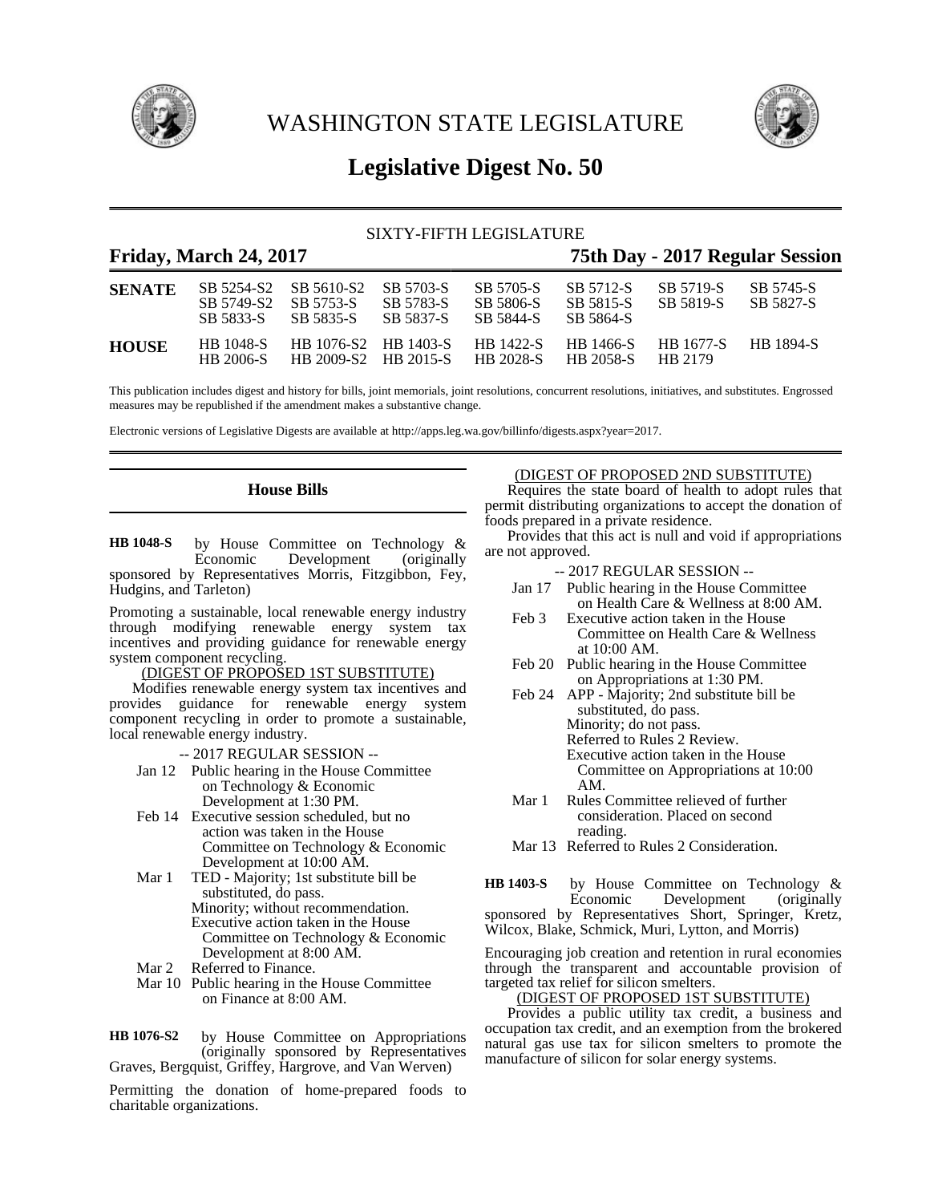# WASHINGTON STATE LEGISLATURE

# Legislative Digest No. 50

SIXTY-FIFTH LEGISLATURE

**Friday, March 24, 2017** **75th Day - 2017 Regular Session**

| | | | | | | | |
|---|---|---|---|---|---|---|---|
| **SENATE** | SB 5254-S2 | SB 5610-S2 | SB 5703-S | SB 5705-S | SB 5712-S | SB 5719-S | SB 5745-S |
| | SB 5749-S2 | SB 5753-S | SB 5783-S | SB 5806-S | SB 5815-S | SB 5819-S | SB 5827-S |
| | SB 5833-S | SB 5835-S | SB 5837-S | SB 5844-S | SB 5864-S | | |
| **HOUSE** | HB 1048-S | HB 1076-S2 | HB 1403-S | HB 1422-S | HB 1466-S | HB 1677-S | HB 1894-S |
| | HB 2006-S | HB 2009-S2 | HB 2015-S | HB 2028-S | HB 2058-S | HB 2179 | |

This publication includes digest and history for bills, joint memorials, joint resolutions, concurrent resolutions, initiatives, and substitutes. Engrossed measures may be republished if the amendment makes a substantive change.

Electronic versions of Legislative Digests are available at http://apps.leg.wa.gov/billinfo/digests.aspx?year=2017.

## House Bills

**HB 1048-S** by House Committee on Technology & Economic Development (originally sponsored by Representatives Morris, Fitzgibbon, Fey, Hudgins, and Tarleton)

Promoting a sustainable, local renewable energy industry through modifying renewable energy system tax incentives and providing guidance for renewable energy system component recycling.

(DIGEST OF PROPOSED 1ST SUBSTITUTE)

Modifies renewable energy system tax incentives and provides guidance for renewable energy system component recycling in order to promote a sustainable, local renewable energy industry.

-- 2017 REGULAR SESSION --

- Jan 12 Public hearing in the House Committee on Technology & Economic Development at 1:30 PM.
- Feb 14 Executive session scheduled, but no action was taken in the House Committee on Technology & Economic Development at 10:00 AM.
- Mar 1 TED - Majority; 1st substitute bill be substituted, do pass.
  Minority; without recommendation.
  Executive action taken in the House Committee on Technology & Economic Development at 8:00 AM.
- Mar 2 Referred to Finance.
- Mar 10 Public hearing in the House Committee on Finance at 8:00 AM.

**HB 1076-S2** by House Committee on Appropriations (originally sponsored by Representatives Graves, Bergquist, Griffey, Hargrove, and Van Werven)

Permitting the donation of home-prepared foods to charitable organizations.

(DIGEST OF PROPOSED 2ND SUBSTITUTE)

Requires the state board of health to adopt rules that permit distributing organizations to accept the donation of foods prepared in a private residence.

Provides that this act is null and void if appropriations are not approved.

-- 2017 REGULAR SESSION --

- Jan 17 Public hearing in the House Committee on Health Care & Wellness at 8:00 AM.
- Feb 3 Executive action taken in the House Committee on Health Care & Wellness at 10:00 AM.
- Feb 20 Public hearing in the House Committee on Appropriations at 1:30 PM.
- Feb 24 APP - Majority; 2nd substitute bill be substituted, do pass.
  Minority; do not pass.
  Referred to Rules 2 Review.
  Executive action taken in the House Committee on Appropriations at 10:00 AM.
- Mar 1 Rules Committee relieved of further consideration. Placed on second reading.
- Mar 13 Referred to Rules 2 Consideration.

**HB 1403-S** by House Committee on Technology & Economic Development (originally sponsored by Representatives Short, Springer, Kretz, Wilcox, Blake, Schmick, Muri, Lytton, and Morris)

Encouraging job creation and retention in rural economies through the transparent and accountable provision of targeted tax relief for silicon smelters.

(DIGEST OF PROPOSED 1ST SUBSTITUTE)

Provides a public utility tax credit, a business and occupation tax credit, and an exemption from the brokered natural gas use tax for silicon smelters to promote the manufacture of silicon for solar energy systems.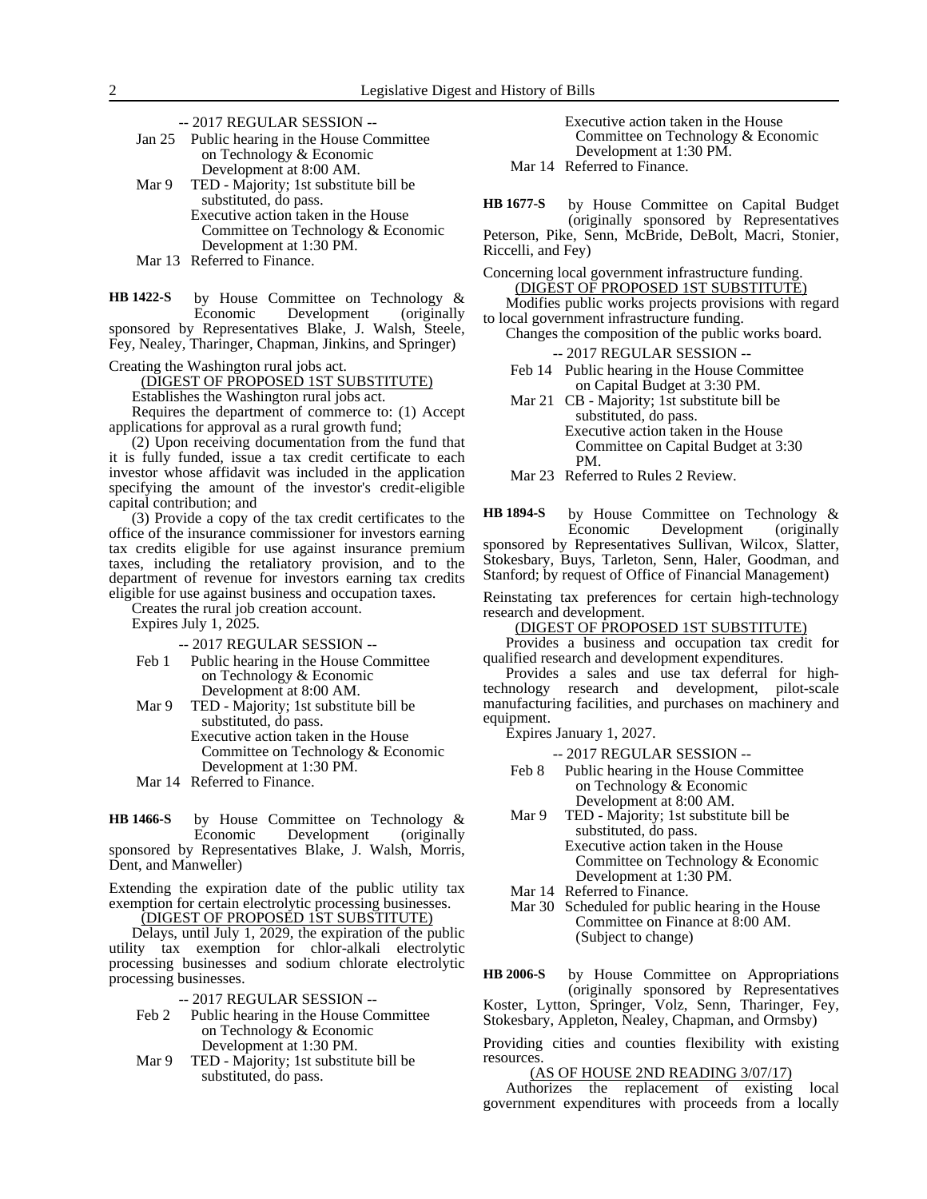-- 2017 REGULAR SESSION --

Jan 25 Public hearing in the House Committee on Technology & Economic Development at 8:00 AM.

Mar 9 TED - Majority; 1st substitute bill be substituted, do pass.
Executive action taken in the House Committee on Technology & Economic Development at 1:30 PM.

Mar 13 Referred to Finance.

**HB 1422-S** by House Committee on Technology & Economic Development (originally sponsored by Representatives Blake, J. Walsh, Steele, Fey, Nealey, Tharinger, Chapman, Jinkins, and Springer)

Creating the Washington rural jobs act.

(DIGEST OF PROPOSED 1ST SUBSTITUTE)

Establishes the Washington rural jobs act.

Requires the department of commerce to: (1) Accept applications for approval as a rural growth fund;

(2) Upon receiving documentation from the fund that it is fully funded, issue a tax credit certificate to each investor whose affidavit was included in the application specifying the amount of the investor's credit-eligible capital contribution; and

(3) Provide a copy of the tax credit certificates to the office of the insurance commissioner for investors earning tax credits eligible for use against insurance premium taxes, including the retaliatory provision, and to the department of revenue for investors earning tax credits eligible for use against business and occupation taxes.

Creates the rural job creation account.

Expires July 1, 2025.

-- 2017 REGULAR SESSION --

Feb 1 Public hearing in the House Committee on Technology & Economic Development at 8:00 AM.

Mar 9 TED - Majority; 1st substitute bill be substituted, do pass.
Executive action taken in the House Committee on Technology & Economic Development at 1:30 PM.

Mar 14 Referred to Finance.

**HB 1466-S** by House Committee on Technology & Economic Development (originally sponsored by Representatives Blake, J. Walsh, Morris, Dent, and Manweller)

Extending the expiration date of the public utility tax exemption for certain electrolytic processing businesses.

(DIGEST OF PROPOSED 1ST SUBSTITUTE)

Delays, until July 1, 2029, the expiration of the public utility tax exemption for chlor-alkali electrolytic processing businesses and sodium chlorate electrolytic processing businesses.

-- 2017 REGULAR SESSION --

Feb 2 Public hearing in the House Committee on Technology & Economic Development at 1:30 PM.

Mar 9 TED - Majority; 1st substitute bill be substituted, do pass.
Executive action taken in the House Committee on Technology & Economic Development at 1:30 PM.

Mar 14 Referred to Finance.

**HB 1677-S** by House Committee on Capital Budget (originally sponsored by Representatives Peterson, Pike, Senn, McBride, DeBolt, Macri, Stonier, Riccelli, and Fey)

Concerning local government infrastructure funding.

(DIGEST OF PROPOSED 1ST SUBSTITUTE)

Modifies public works projects provisions with regard to local government infrastructure funding.

Changes the composition of the public works board.

-- 2017 REGULAR SESSION --

Feb 14 Public hearing in the House Committee on Capital Budget at 3:30 PM.

Mar 21 CB - Majority; 1st substitute bill be substituted, do pass.
Executive action taken in the House Committee on Capital Budget at 3:30 PM.

Mar 23 Referred to Rules 2 Review.

**HB 1894-S** by House Committee on Technology & Economic Development (originally sponsored by Representatives Sullivan, Wilcox, Slatter, Stokesbary, Buys, Tarleton, Senn, Haler, Goodman, and Stanford; by request of Office of Financial Management)

Reinstating tax preferences for certain high-technology research and development.

(DIGEST OF PROPOSED 1ST SUBSTITUTE)

Provides a business and occupation tax credit for qualified research and development expenditures.

Provides a sales and use tax deferral for high-technology research and development, pilot-scale manufacturing facilities, and purchases on machinery and equipment.

Expires January 1, 2027.

-- 2017 REGULAR SESSION --

Feb 8 Public hearing in the House Committee on Technology & Economic Development at 8:00 AM.

Mar 9 TED - Majority; 1st substitute bill be substituted, do pass.
Executive action taken in the House Committee on Technology & Economic Development at 1:30 PM.

Mar 14 Referred to Finance.

Mar 30 Scheduled for public hearing in the House Committee on Finance at 8:00 AM. (Subject to change)

**HB 2006-S** by House Committee on Appropriations (originally sponsored by Representatives Koster, Lytton, Springer, Volz, Senn, Tharinger, Fey, Stokesbary, Appleton, Nealey, Chapman, and Ormsby)

Providing cities and counties flexibility with existing resources.

(AS OF HOUSE 2ND READING 3/07/17)

Authorizes the replacement of existing local government expenditures with proceeds from a locally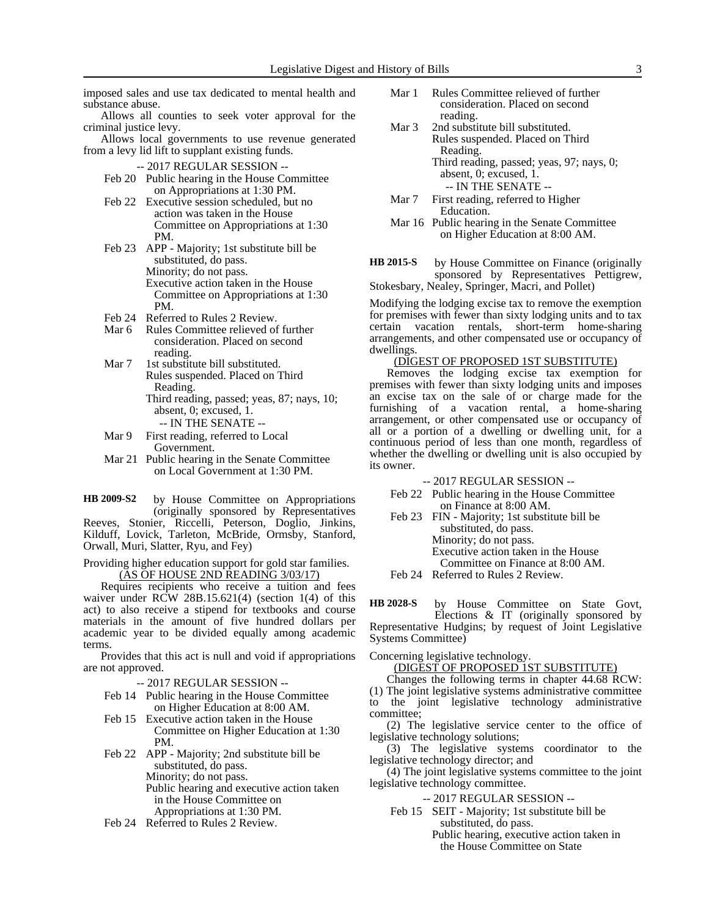imposed sales and use tax dedicated to mental health and substance abuse.

Allows all counties to seek voter approval for the criminal justice levy.

Allows local governments to use revenue generated from a levy lid lift to supplant existing funds.

-- 2017 REGULAR SESSION --

Feb 20 Public hearing in the House Committee on Appropriations at 1:30 PM.

Feb 22 Executive session scheduled, but no action was taken in the House Committee on Appropriations at 1:30 PM.

Feb 23 APP - Majority; 1st substitute bill be substituted, do pass.
Minority; do not pass.
Executive action taken in the House Committee on Appropriations at 1:30 PM.

Feb 24 Referred to Rules 2 Review.

Mar 6 Rules Committee relieved of further consideration. Placed on second reading.

Mar 7 1st substitute bill substituted.
Rules suspended. Placed on Third Reading.
Third reading, passed; yeas, 87; nays, 10; absent, 0; excused, 1.

-- IN THE SENATE --

Mar 9 First reading, referred to Local Government.

Mar 21 Public hearing in the Senate Committee on Local Government at 1:30 PM.

**HB 2009-S2** by House Committee on Appropriations (originally sponsored by Representatives Reeves, Stonier, Riccelli, Peterson, Doglio, Jinkins, Kilduff, Lovick, Tarleton, McBride, Ormsby, Stanford, Orwall, Muri, Slatter, Ryu, and Fey)

Providing higher education support for gold star families.

(AS OF HOUSE 2ND READING 3/03/17)

Requires recipients who receive a tuition and fees waiver under RCW 28B.15.621(4) (section 1(4) of this act) to also receive a stipend for textbooks and course materials in the amount of five hundred dollars per academic year to be divided equally among academic terms.

Provides that this act is null and void if appropriations are not approved.

-- 2017 REGULAR SESSION --

Feb 14 Public hearing in the House Committee on Higher Education at 8:00 AM.

Feb 15 Executive action taken in the House Committee on Higher Education at 1:30 PM.

Feb 22 APP - Majority; 2nd substitute bill be substituted, do pass.
Minority; do not pass.
Public hearing and executive action taken in the House Committee on Appropriations at 1:30 PM.

Feb 24 Referred to Rules 2 Review.

Mar 1 Rules Committee relieved of further consideration. Placed on second reading.

Mar 3 2nd substitute bill substituted.
Rules suspended. Placed on Third Reading.
Third reading, passed; yeas, 97; nays, 0; absent, 0; excused, 1.

-- IN THE SENATE --

Mar 7 First reading, referred to Higher Education.

Mar 16 Public hearing in the Senate Committee on Higher Education at 8:00 AM.

**HB 2015-S** by House Committee on Finance (originally sponsored by Representatives Pettigrew, Stokesbary, Nealey, Springer, Macri, and Pollet)

Modifying the lodging excise tax to remove the exemption for premises with fewer than sixty lodging units and to tax certain vacation rentals, short-term home-sharing arrangements, and other compensated use or occupancy of dwellings.

(DIGEST OF PROPOSED 1ST SUBSTITUTE)

Removes the lodging excise tax exemption for premises with fewer than sixty lodging units and imposes an excise tax on the sale of or charge made for the furnishing of a vacation rental, a home-sharing arrangement, or other compensated use or occupancy of all or a portion of a dwelling or dwelling unit, for a continuous period of less than one month, regardless of whether the dwelling or dwelling unit is also occupied by its owner.

-- 2017 REGULAR SESSION --

Feb 22 Public hearing in the House Committee on Finance at 8:00 AM.

Feb 23 FIN - Majority; 1st substitute bill be substituted, do pass.
Minority; do not pass.
Executive action taken in the House Committee on Finance at 8:00 AM.

Feb 24 Referred to Rules 2 Review.

**HB 2028-S** by House Committee on State Govt, Elections & IT (originally sponsored by Representative Hudgins; by request of Joint Legislative Systems Committee)

Concerning legislative technology.

(DIGEST OF PROPOSED 1ST SUBSTITUTE)

Changes the following terms in chapter 44.68 RCW:

(1) The joint legislative systems administrative committee to the joint legislative technology administrative committee;

(2) The legislative service center to the office of legislative technology solutions;

(3) The legislative systems coordinator to the legislative technology director; and

(4) The joint legislative systems committee to the joint legislative technology committee.

-- 2017 REGULAR SESSION --

Feb 15 SEIT - Majority; 1st substitute bill be substituted, do pass.
Public hearing, executive action taken in the House Committee on State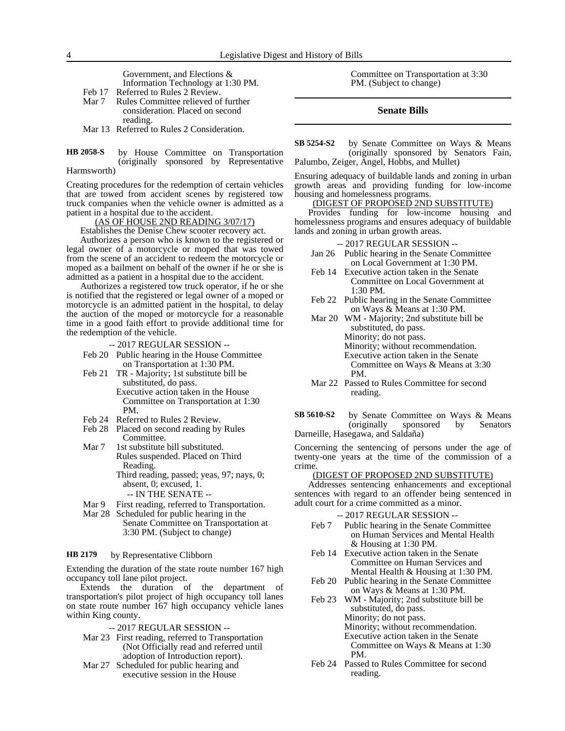Government, and Elections & Information Technology at 1:30 PM.

Feb 17 Referred to Rules 2 Review.

Mar 7 Rules Committee relieved of further consideration. Placed on second reading.

Mar 13 Referred to Rules 2 Consideration.

**HB 2058-S** by House Committee on Transportation (originally sponsored by Representative Harmsworth)

Creating procedures for the redemption of certain vehicles that are towed from accident scenes by registered tow truck companies when the vehicle owner is admitted as a patient in a hospital due to the accident.

(AS OF HOUSE 2ND READING 3/07/17)

Establishes the Denise Chew scooter recovery act.

Authorizes a person who is known to the registered or legal owner of a motorcycle or moped that was towed from the scene of an accident to redeem the motorcycle or moped as a bailment on behalf of the owner if he or she is admitted as a patient in a hospital due to the accident.

Authorizes a registered tow truck operator, if he or she is notified that the registered or legal owner of a moped or motorcycle is an admitted patient in the hospital, to delay the auction of the moped or motorcycle for a reasonable time in a good faith effort to provide additional time for the redemption of the vehicle.

-- 2017 REGULAR SESSION --

Feb 20 Public hearing in the House Committee on Transportation at 1:30 PM.

Feb 21 TR - Majority; 1st substitute bill be substituted, do pass.
Executive action taken in the House Committee on Transportation at 1:30 PM.

Feb 24 Referred to Rules 2 Review.

Feb 28 Placed on second reading by Rules Committee.

Mar 7 1st substitute bill substituted.
Rules suspended. Placed on Third Reading.
Third reading, passed; yeas, 97; nays, 0; absent, 0; excused, 1.

-- IN THE SENATE --

Mar 9 First reading, referred to Transportation.

Mar 28 Scheduled for public hearing in the Senate Committee on Transportation at 3:30 PM. (Subject to change)

**HB 2179** by Representative Clibborn

Extending the duration of the state route number 167 high occupancy toll lane pilot project.

Extends the duration of the department of transportation's pilot project of high occupancy toll lanes on state route number 167 high occupancy vehicle lanes within King county.

-- 2017 REGULAR SESSION --

Mar 23 First reading, referred to Transportation (Not Officially read and referred until adoption of Introduction report).

Mar 27 Scheduled for public hearing and executive session in the House Committee on Transportation at 3:30 PM. (Subject to change)

## Senate Bills

**SB 5254-S2** by Senate Committee on Ways & Means (originally sponsored by Senators Fain, Palumbo, Zeiger, Angel, Hobbs, and Mullet)

Ensuring adequacy of buildable lands and zoning in urban growth areas and providing funding for low-income housing and homelessness programs.

(DIGEST OF PROPOSED 2ND SUBSTITUTE)

Provides funding for low-income housing and homelessness programs and ensures adequacy of buildable lands and zoning in urban growth areas.

-- 2017 REGULAR SESSION --

Jan 26 Public hearing in the Senate Committee on Local Government at 1:30 PM.

Feb 14 Executive action taken in the Senate Committee on Local Government at 1:30 PM.

Feb 22 Public hearing in the Senate Committee on Ways & Means at 1:30 PM.

Mar 20 WM - Majority; 2nd substitute bill be substituted, do pass.
Minority; do not pass.
Minority; without recommendation.
Executive action taken in the Senate Committee on Ways & Means at 3:30 PM.

Mar 22 Passed to Rules Committee for second reading.

**SB 5610-S2** by Senate Committee on Ways & Means (originally sponsored by Senators Darneille, Hasegawa, and Saldaña)

Concerning the sentencing of persons under the age of twenty-one years at the time of the commission of a crime.

(DIGEST OF PROPOSED 2ND SUBSTITUTE)

Addresses sentencing enhancements and exceptional sentences with regard to an offender being sentenced in adult court for a crime committed as a minor.

-- 2017 REGULAR SESSION --

Feb 7 Public hearing in the Senate Committee on Human Services and Mental Health & Housing at 1:30 PM.

Feb 14 Executive action taken in the Senate Committee on Human Services and Mental Health & Housing at 1:30 PM.

Feb 20 Public hearing in the Senate Committee on Ways & Means at 1:30 PM.

Feb 23 WM - Majority; 2nd substitute bill be substituted, do pass.
Minority; do not pass.
Minority; without recommendation.
Executive action taken in the Senate Committee on Ways & Means at 1:30 PM.

Feb 24 Passed to Rules Committee for second reading.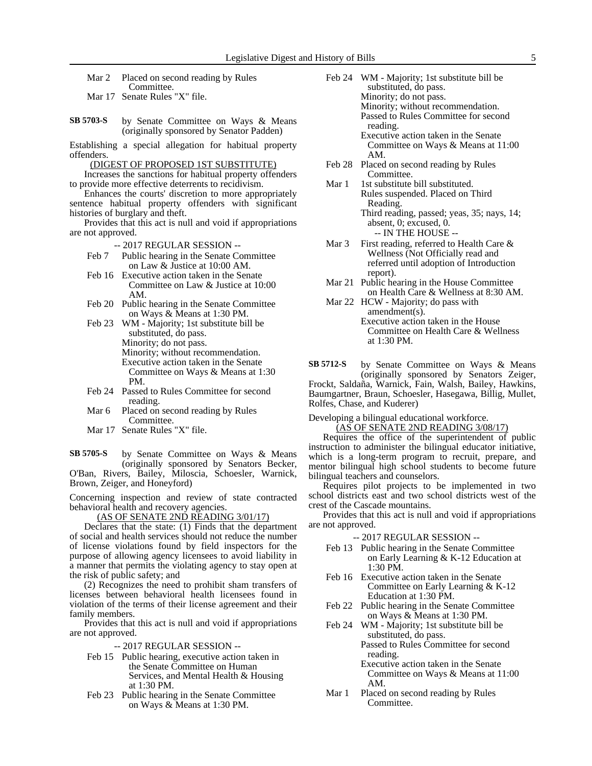Mar 2 Placed on second reading by Rules Committee.

Mar 17 Senate Rules "X" file.

**SB 5703-S** by Senate Committee on Ways & Means (originally sponsored by Senator Padden)

Establishing a special allegation for habitual property offenders.

(DIGEST OF PROPOSED 1ST SUBSTITUTE)

Increases the sanctions for habitual property offenders to provide more effective deterrents to recidivism.

Enhances the courts' discretion to more appropriately sentence habitual property offenders with significant histories of burglary and theft.

Provides that this act is null and void if appropriations are not approved.

-- 2017 REGULAR SESSION --

Feb 7 Public hearing in the Senate Committee on Law & Justice at 10:00 AM.

Feb 16 Executive action taken in the Senate Committee on Law & Justice at 10:00 AM.

Feb 20 Public hearing in the Senate Committee on Ways & Means at 1:30 PM.

Feb 23 WM - Majority; 1st substitute bill be substituted, do pass.
Minority; do not pass.
Minority; without recommendation.
Executive action taken in the Senate Committee on Ways & Means at 1:30 PM.

Feb 24 Passed to Rules Committee for second reading.

Mar 6 Placed on second reading by Rules Committee.

Mar 17 Senate Rules "X" file.

**SB 5705-S** by Senate Committee on Ways & Means (originally sponsored by Senators Becker, O'Ban, Rivers, Bailey, Miloscia, Schoesler, Warnick, Brown, Zeiger, and Honeyford)

Concerning inspection and review of state contracted behavioral health and recovery agencies.

(AS OF SENATE 2ND READING 3/01/17)

Declares that the state: (1) Finds that the department of social and health services should not reduce the number of license violations found by field inspectors for the purpose of allowing agency licensees to avoid liability in a manner that permits the violating agency to stay open at the risk of public safety; and

(2) Recognizes the need to prohibit sham transfers of licenses between behavioral health licensees found in violation of the terms of their license agreement and their family members.

Provides that this act is null and void if appropriations are not approved.

-- 2017 REGULAR SESSION --

Feb 15 Public hearing, executive action taken in the Senate Committee on Human Services, and Mental Health & Housing at 1:30 PM.

Feb 23 Public hearing in the Senate Committee on Ways & Means at 1:30 PM.

Feb 24 WM - Majority; 1st substitute bill be substituted, do pass.
Minority; do not pass.
Minority; without recommendation.
Passed to Rules Committee for second reading.
Executive action taken in the Senate Committee on Ways & Means at 11:00 AM.

Feb 28 Placed on second reading by Rules Committee.

Mar 1 1st substitute bill substituted.
Rules suspended. Placed on Third Reading.
Third reading, passed; yeas, 35; nays, 14; absent, 0; excused, 0.

-- IN THE HOUSE --

Mar 3 First reading, referred to Health Care & Wellness (Not Officially read and referred until adoption of Introduction report).

Mar 21 Public hearing in the House Committee on Health Care & Wellness at 8:30 AM.

Mar 22 HCW - Majority; do pass with amendment(s).
Executive action taken in the House Committee on Health Care & Wellness at 1:30 PM.

**SB 5712-S** by Senate Committee on Ways & Means (originally sponsored by Senators Zeiger, Frockt, Saldaña, Warnick, Fain, Walsh, Bailey, Hawkins, Baumgartner, Braun, Schoesler, Hasegawa, Billig, Mullet, Rolfes, Chase, and Kuderer)

Developing a bilingual educational workforce.

(AS OF SENATE 2ND READING 3/08/17)

Requires the office of the superintendent of public instruction to administer the bilingual educator initiative, which is a long-term program to recruit, prepare, and mentor bilingual high school students to become future bilingual teachers and counselors.

Requires pilot projects to be implemented in two school districts east and two school districts west of the crest of the Cascade mountains.

Provides that this act is null and void if appropriations are not approved.

-- 2017 REGULAR SESSION --

Feb 13 Public hearing in the Senate Committee on Early Learning & K-12 Education at 1:30 PM.

Feb 16 Executive action taken in the Senate Committee on Early Learning & K-12 Education at 1:30 PM.

Feb 22 Public hearing in the Senate Committee on Ways & Means at 1:30 PM.

Feb 24 WM - Majority; 1st substitute bill be substituted, do pass.
Passed to Rules Committee for second reading.
Executive action taken in the Senate Committee on Ways & Means at 11:00 AM.

Mar 1 Placed on second reading by Rules Committee.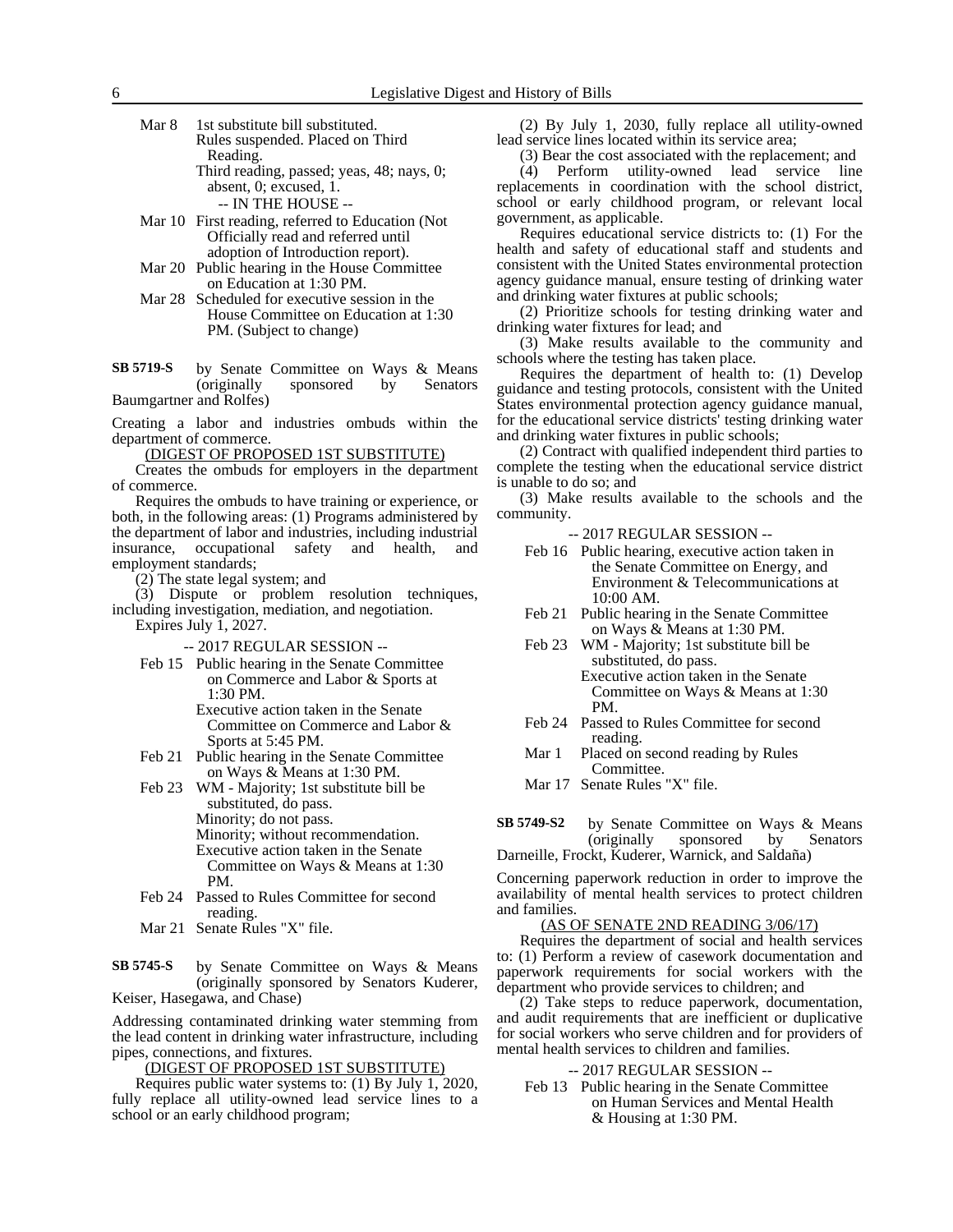Mar 8 1st substitute bill substituted.
Rules suspended. Placed on Third Reading.
Third reading, passed; yeas, 48; nays, 0; absent, 0; excused, 1.

-- IN THE HOUSE --

Mar 10 First reading, referred to Education (Not Officially read and referred until adoption of Introduction report).
Mar 20 Public hearing in the House Committee on Education at 1:30 PM.
Mar 28 Scheduled for executive session in the House Committee on Education at 1:30 PM. (Subject to change)

**SB 5719-S** by Senate Committee on Ways & Means (originally sponsored by Senators Baumgartner and Rolfes)

Creating a labor and industries ombuds within the department of commerce.

(DIGEST OF PROPOSED 1ST SUBSTITUTE)

Creates the ombuds for employers in the department of commerce.

Requires the ombuds to have training or experience, or both, in the following areas: (1) Programs administered by the department of labor and industries, including industrial insurance, occupational safety and health, and employment standards;

(2) The state legal system; and

(3) Dispute or problem resolution techniques, including investigation, mediation, and negotiation.

Expires July 1, 2027.

-- 2017 REGULAR SESSION --

Feb 15 Public hearing in the Senate Committee on Commerce and Labor & Sports at 1:30 PM.
Executive action taken in the Senate Committee on Commerce and Labor & Sports at 5:45 PM.
Feb 21 Public hearing in the Senate Committee on Ways & Means at 1:30 PM.
Feb 23 WM - Majority; 1st substitute bill be substituted, do pass.
Minority; do not pass.
Minority; without recommendation.
Executive action taken in the Senate Committee on Ways & Means at 1:30 PM.
Feb 24 Passed to Rules Committee for second reading.
Mar 21 Senate Rules "X" file.

**SB 5745-S** by Senate Committee on Ways & Means (originally sponsored by Senators Kuderer, Keiser, Hasegawa, and Chase)

Addressing contaminated drinking water stemming from the lead content in drinking water infrastructure, including pipes, connections, and fixtures.

(DIGEST OF PROPOSED 1ST SUBSTITUTE)

Requires public water systems to: (1) By July 1, 2020, fully replace all utility-owned lead service lines to a school or an early childhood program;

(2) By July 1, 2030, fully replace all utility-owned lead service lines located within its service area;

(3) Bear the cost associated with the replacement; and

(4) Perform utility-owned lead service line replacements in coordination with the school district, school or early childhood program, or relevant local government, as applicable.

Requires educational service districts to: (1) For the health and safety of educational staff and students and consistent with the United States environmental protection agency guidance manual, ensure testing of drinking water and drinking water fixtures at public schools;

(2) Prioritize schools for testing drinking water and drinking water fixtures for lead; and

(3) Make results available to the community and schools where the testing has taken place.

Requires the department of health to: (1) Develop guidance and testing protocols, consistent with the United States environmental protection agency guidance manual, for the educational service districts' testing drinking water and drinking water fixtures in public schools;

(2) Contract with qualified independent third parties to complete the testing when the educational service district is unable to do so; and

(3) Make results available to the schools and the community.

-- 2017 REGULAR SESSION --

Feb 16 Public hearing, executive action taken in the Senate Committee on Energy, and Environment & Telecommunications at 10:00 AM.
Feb 21 Public hearing in the Senate Committee on Ways & Means at 1:30 PM.
Feb 23 WM - Majority; 1st substitute bill be substituted, do pass.
Executive action taken in the Senate Committee on Ways & Means at 1:30 PM.
Feb 24 Passed to Rules Committee for second reading.
Mar 1 Placed on second reading by Rules Committee.
Mar 17 Senate Rules "X" file.

**SB 5749-S2** by Senate Committee on Ways & Means (originally sponsored by Senators Darneille, Frockt, Kuderer, Warnick, and Saldaña)

Concerning paperwork reduction in order to improve the availability of mental health services to protect children and families.

(AS OF SENATE 2ND READING 3/06/17)

Requires the department of social and health services to: (1) Perform a review of casework documentation and paperwork requirements for social workers with the department who provide services to children; and

(2) Take steps to reduce paperwork, documentation, and audit requirements that are inefficient or duplicative for social workers who serve children and for providers of mental health services to children and families.

-- 2017 REGULAR SESSION --

Feb 13 Public hearing in the Senate Committee on Human Services and Mental Health & Housing at 1:30 PM.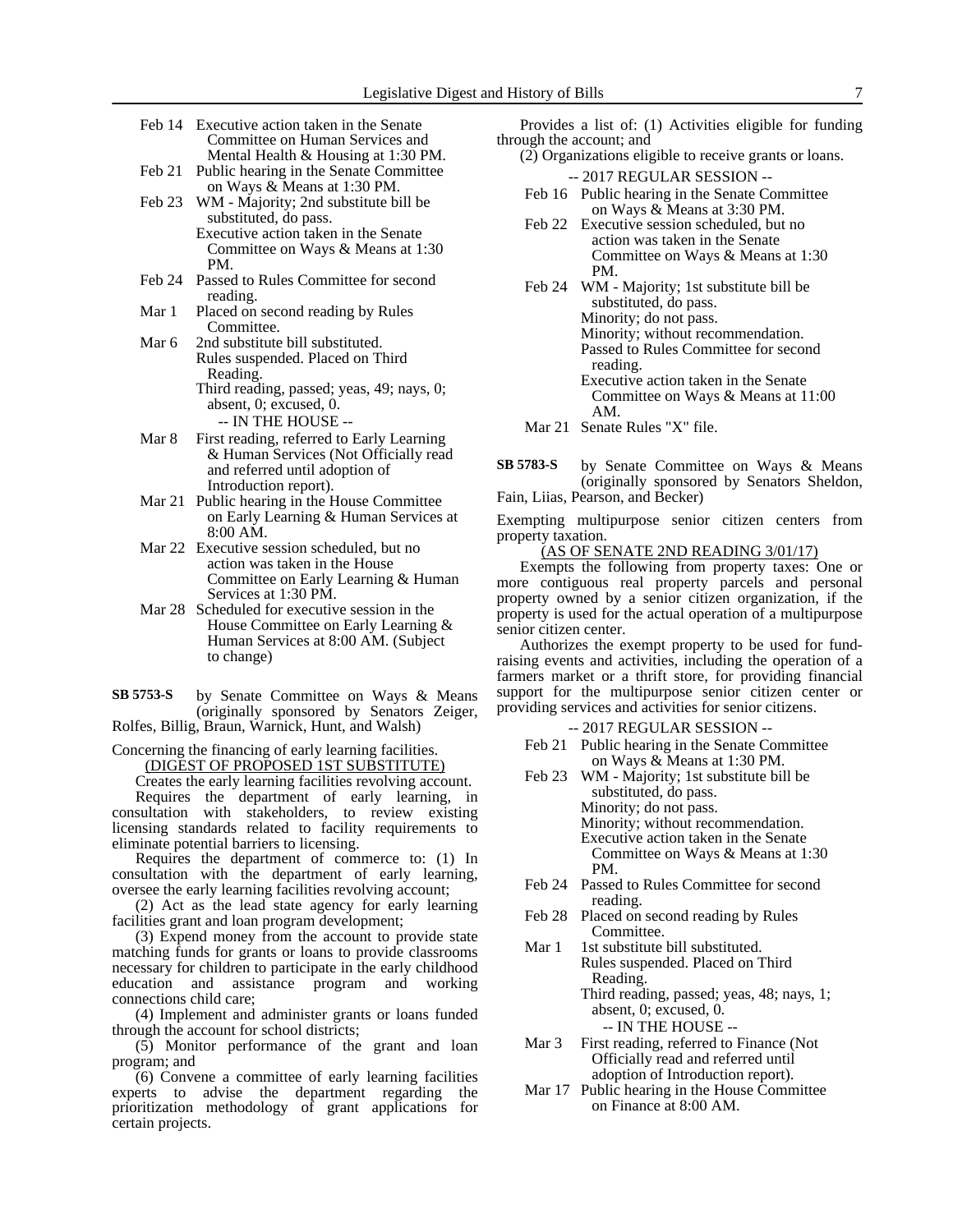Feb 14 Executive action taken in the Senate Committee on Human Services and Mental Health & Housing at 1:30 PM.

Feb 21 Public hearing in the Senate Committee on Ways & Means at 1:30 PM.

Feb 23 WM - Majority; 2nd substitute bill be substituted, do pass.
Executive action taken in the Senate Committee on Ways & Means at 1:30 PM.

Feb 24 Passed to Rules Committee for second reading.

Mar 1 Placed on second reading by Rules Committee.

Mar 6 2nd substitute bill substituted.
Rules suspended. Placed on Third Reading.
Third reading, passed; yeas, 49; nays, 0; absent, 0; excused, 0.

-- IN THE HOUSE --

Mar 8 First reading, referred to Early Learning & Human Services (Not Officially read and referred until adoption of Introduction report).

Mar 21 Public hearing in the House Committee on Early Learning & Human Services at 8:00 AM.

Mar 22 Executive session scheduled, but no action was taken in the House Committee on Early Learning & Human Services at 1:30 PM.

Mar 28 Scheduled for executive session in the House Committee on Early Learning & Human Services at 8:00 AM. (Subject to change)

**SB 5753-S** by Senate Committee on Ways & Means (originally sponsored by Senators Zeiger, Rolfes, Billig, Braun, Warnick, Hunt, and Walsh)

Concerning the financing of early learning facilities.

(DIGEST OF PROPOSED 1ST SUBSTITUTE)

Creates the early learning facilities revolving account.

Requires the department of early learning, in consultation with stakeholders, to review existing licensing standards related to facility requirements to eliminate potential barriers to licensing.

Requires the department of commerce to: (1) In consultation with the department of early learning, oversee the early learning facilities revolving account;

(2) Act as the lead state agency for early learning facilities grant and loan program development;

(3) Expend money from the account to provide state matching funds for grants or loans to provide classrooms necessary for children to participate in the early childhood education and assistance program and working connections child care;

(4) Implement and administer grants or loans funded through the account for school districts;

(5) Monitor performance of the grant and loan program; and

(6) Convene a committee of early learning facilities experts to advise the department regarding the prioritization methodology of grant applications for certain projects.

Provides a list of: (1) Activities eligible for funding through the account; and

(2) Organizations eligible to receive grants or loans.

-- 2017 REGULAR SESSION --

Feb 16 Public hearing in the Senate Committee on Ways & Means at 3:30 PM.

Feb 22 Executive session scheduled, but no action was taken in the Senate Committee on Ways & Means at 1:30 PM.

Feb 24 WM - Majority; 1st substitute bill be substituted, do pass.
Minority; do not pass.
Minority; without recommendation.
Passed to Rules Committee for second reading.
Executive action taken in the Senate Committee on Ways & Means at 11:00 AM.

Mar 21 Senate Rules "X" file.

**SB 5783-S** by Senate Committee on Ways & Means (originally sponsored by Senators Sheldon, Fain, Liias, Pearson, and Becker)

Exempting multipurpose senior citizen centers from property taxation.

(AS OF SENATE 2ND READING 3/01/17)

Exempts the following from property taxes: One or more contiguous real property parcels and personal property owned by a senior citizen organization, if the property is used for the actual operation of a multipurpose senior citizen center.

Authorizes the exempt property to be used for fund-raising events and activities, including the operation of a farmers market or a thrift store, for providing financial support for the multipurpose senior citizen center or providing services and activities for senior citizens.

-- 2017 REGULAR SESSION --

Feb 21 Public hearing in the Senate Committee on Ways & Means at 1:30 PM.

Feb 23 WM - Majority; 1st substitute bill be substituted, do pass.
Minority; do not pass.
Minority; without recommendation.
Executive action taken in the Senate Committee on Ways & Means at 1:30 PM.

Feb 24 Passed to Rules Committee for second reading.

Feb 28 Placed on second reading by Rules Committee.

Mar 1 1st substitute bill substituted.
Rules suspended. Placed on Third Reading.
Third reading, passed; yeas, 48; nays, 1; absent, 0; excused, 0.

-- IN THE HOUSE --

Mar 3 First reading, referred to Finance (Not Officially read and referred until adoption of Introduction report).

Mar 17 Public hearing in the House Committee on Finance at 8:00 AM.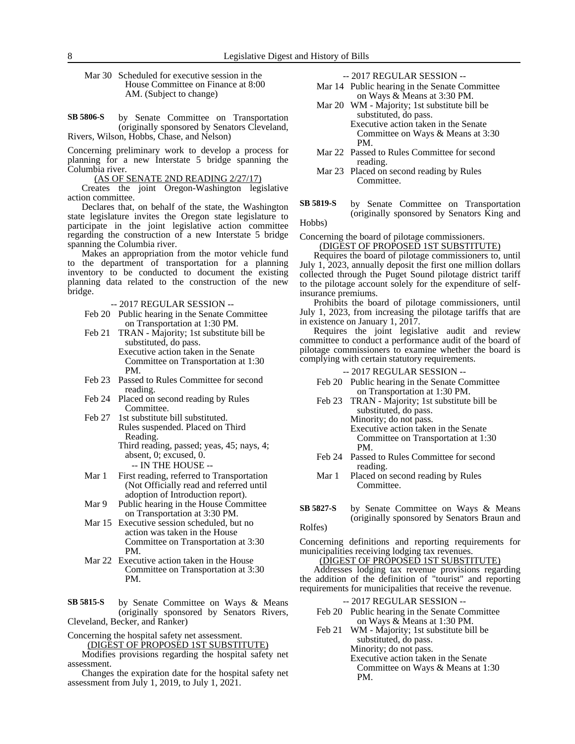Mar 30 Scheduled for executive session in the House Committee on Finance at 8:00 AM. (Subject to change)

**SB 5806-S** by Senate Committee on Transportation (originally sponsored by Senators Cleveland, Rivers, Wilson, Hobbs, Chase, and Nelson)

Concerning preliminary work to develop a process for planning for a new Interstate 5 bridge spanning the Columbia river.

(AS OF SENATE 2ND READING 2/27/17)

Creates the joint Oregon-Washington legislative action committee.

Declares that, on behalf of the state, the Washington state legislature invites the Oregon state legislature to participate in the joint legislative action committee regarding the construction of a new Interstate 5 bridge spanning the Columbia river.

Makes an appropriation from the motor vehicle fund to the department of transportation for a planning inventory to be conducted to document the existing planning data related to the construction of the new bridge.

-- 2017 REGULAR SESSION --

- Feb 20 Public hearing in the Senate Committee on Transportation at 1:30 PM.
- Feb 21 TRAN - Majority; 1st substitute bill be substituted, do pass. Executive action taken in the Senate Committee on Transportation at 1:30 PM.
- Feb 23 Passed to Rules Committee for second reading.
- Feb 24 Placed on second reading by Rules Committee.
- Feb 27 1st substitute bill substituted. Rules suspended. Placed on Third Reading. Third reading, passed; yeas, 45; nays, 4; absent, 0; excused, 0.

-- IN THE HOUSE --

- Mar 1 First reading, referred to Transportation (Not Officially read and referred until adoption of Introduction report).
- Mar 9 Public hearing in the House Committee on Transportation at 3:30 PM.
- Mar 15 Executive session scheduled, but no action was taken in the House Committee on Transportation at 3:30 PM.
- Mar 22 Executive action taken in the House Committee on Transportation at 3:30 PM.

**SB 5815-S** by Senate Committee on Ways & Means (originally sponsored by Senators Rivers, Cleveland, Becker, and Ranker)

Concerning the hospital safety net assessment.

(DIGEST OF PROPOSED 1ST SUBSTITUTE)

Modifies provisions regarding the hospital safety net assessment.

Changes the expiration date for the hospital safety net assessment from July 1, 2019, to July 1, 2021.

-- 2017 REGULAR SESSION --

- Mar 14 Public hearing in the Senate Committee on Ways & Means at 3:30 PM.
- Mar 20 WM - Majority; 1st substitute bill be substituted, do pass. Executive action taken in the Senate Committee on Ways & Means at 3:30 PM.
- Mar 22 Passed to Rules Committee for second reading.
- Mar 23 Placed on second reading by Rules Committee.

**SB 5819-S** by Senate Committee on Transportation (originally sponsored by Senators King and Hobbs)

Concerning the board of pilotage commissioners.

(DIGEST OF PROPOSED 1ST SUBSTITUTE)

Requires the board of pilotage commissioners to, until July 1, 2023, annually deposit the first one million dollars collected through the Puget Sound pilotage district tariff to the pilotage account solely for the expenditure of self-insurance premiums.

Prohibits the board of pilotage commissioners, until July 1, 2023, from increasing the pilotage tariffs that are in existence on January 1, 2017.

Requires the joint legislative audit and review committee to conduct a performance audit of the board of pilotage commissioners to examine whether the board is complying with certain statutory requirements.

-- 2017 REGULAR SESSION --

- Feb 20 Public hearing in the Senate Committee on Transportation at 1:30 PM.
- Feb 23 TRAN - Majority; 1st substitute bill be substituted, do pass. Minority; do not pass. Executive action taken in the Senate Committee on Transportation at 1:30 PM.
- Feb 24 Passed to Rules Committee for second reading.
- Mar 1 Placed on second reading by Rules Committee.

**SB 5827-S** by Senate Committee on Ways & Means (originally sponsored by Senators Braun and Rolfes)

Concerning definitions and reporting requirements for municipalities receiving lodging tax revenues.

(DIGEST OF PROPOSED 1ST SUBSTITUTE)

Addresses lodging tax revenue provisions regarding the addition of the definition of "tourist" and reporting requirements for municipalities that receive the revenue.

-- 2017 REGULAR SESSION --

- Feb 20 Public hearing in the Senate Committee on Ways & Means at 1:30 PM.
- Feb 21 WM - Majority; 1st substitute bill be substituted, do pass. Minority; do not pass. Executive action taken in the Senate Committee on Ways & Means at 1:30 PM.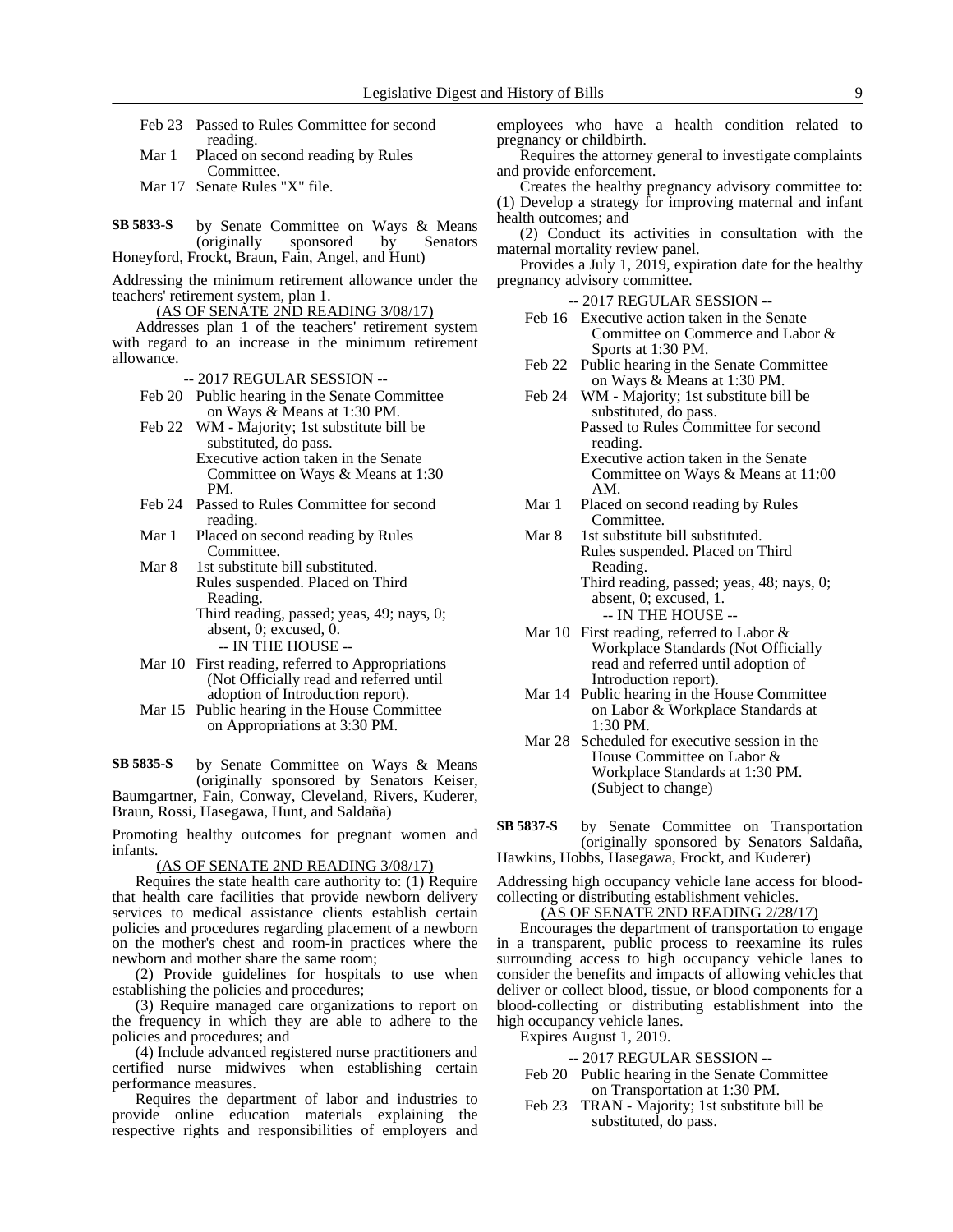Feb 23 Passed to Rules Committee for second reading.

Mar 1 Placed on second reading by Rules Committee.

Mar 17 Senate Rules "X" file.

**SB 5833-S** by Senate Committee on Ways & Means (originally sponsored by Senators Honeyford, Frockt, Braun, Fain, Angel, and Hunt)

Addressing the minimum retirement allowance under the teachers' retirement system, plan 1.

(AS OF SENATE 2ND READING 3/08/17)

Addresses plan 1 of the teachers' retirement system with regard to an increase in the minimum retirement allowance.

-- 2017 REGULAR SESSION --

Feb 20 Public hearing in the Senate Committee on Ways & Means at 1:30 PM.

Feb 22 WM - Majority; 1st substitute bill be substituted, do pass.
Executive action taken in the Senate Committee on Ways & Means at 1:30 PM.

Feb 24 Passed to Rules Committee for second reading.

Mar 1 Placed on second reading by Rules Committee.

Mar 8 1st substitute bill substituted.
Rules suspended. Placed on Third Reading.
Third reading, passed; yeas, 49; nays, 0; absent, 0; excused, 0.

-- IN THE HOUSE --

Mar 10 First reading, referred to Appropriations (Not Officially read and referred until adoption of Introduction report).

Mar 15 Public hearing in the House Committee on Appropriations at 3:30 PM.

**SB 5835-S** by Senate Committee on Ways & Means (originally sponsored by Senators Keiser, Baumgartner, Fain, Conway, Cleveland, Rivers, Kuderer, Braun, Rossi, Hasegawa, Hunt, and Saldaña)

Promoting healthy outcomes for pregnant women and infants.

(AS OF SENATE 2ND READING 3/08/17)

Requires the state health care authority to: (1) Require that health care facilities that provide newborn delivery services to medical assistance clients establish certain policies and procedures regarding placement of a newborn on the mother's chest and room-in practices where the newborn and mother share the same room;

(2) Provide guidelines for hospitals to use when establishing the policies and procedures;

(3) Require managed care organizations to report on the frequency in which they are able to adhere to the policies and procedures; and

(4) Include advanced registered nurse practitioners and certified nurse midwives when establishing certain performance measures.

Requires the department of labor and industries to provide online education materials explaining the respective rights and responsibilities of employers and employees who have a health condition related to pregnancy or childbirth.

Requires the attorney general to investigate complaints and provide enforcement.

Creates the healthy pregnancy advisory committee to: (1) Develop a strategy for improving maternal and infant health outcomes; and

(2) Conduct its activities in consultation with the maternal mortality review panel.

Provides a July 1, 2019, expiration date for the healthy pregnancy advisory committee.

-- 2017 REGULAR SESSION --

Feb 16 Executive action taken in the Senate Committee on Commerce and Labor & Sports at 1:30 PM.

Feb 22 Public hearing in the Senate Committee on Ways & Means at 1:30 PM.

Feb 24 WM - Majority; 1st substitute bill be substituted, do pass.
Passed to Rules Committee for second reading.
Executive action taken in the Senate Committee on Ways & Means at 11:00 AM.

Mar 1 Placed on second reading by Rules Committee.

Mar 8 1st substitute bill substituted.
Rules suspended. Placed on Third Reading.
Third reading, passed; yeas, 48; nays, 0; absent, 0; excused, 1.

-- IN THE HOUSE --

Mar 10 First reading, referred to Labor & Workplace Standards (Not Officially read and referred until adoption of Introduction report).

Mar 14 Public hearing in the House Committee on Labor & Workplace Standards at 1:30 PM.

Mar 28 Scheduled for executive session in the House Committee on Labor & Workplace Standards at 1:30 PM. (Subject to change)

**SB 5837-S** by Senate Committee on Transportation (originally sponsored by Senators Saldaña, Hawkins, Hobbs, Hasegawa, Frockt, and Kuderer)

Addressing high occupancy vehicle lane access for blood-collecting or distributing establishment vehicles.

(AS OF SENATE 2ND READING 2/28/17)

Encourages the department of transportation to engage in a transparent, public process to reexamine its rules surrounding access to high occupancy vehicle lanes to consider the benefits and impacts of allowing vehicles that deliver or collect blood, tissue, or blood components for a blood-collecting or distributing establishment into the high occupancy vehicle lanes.

Expires August 1, 2019.

-- 2017 REGULAR SESSION --

Feb 20 Public hearing in the Senate Committee on Transportation at 1:30 PM.

Feb 23 TRAN - Majority; 1st substitute bill be substituted, do pass.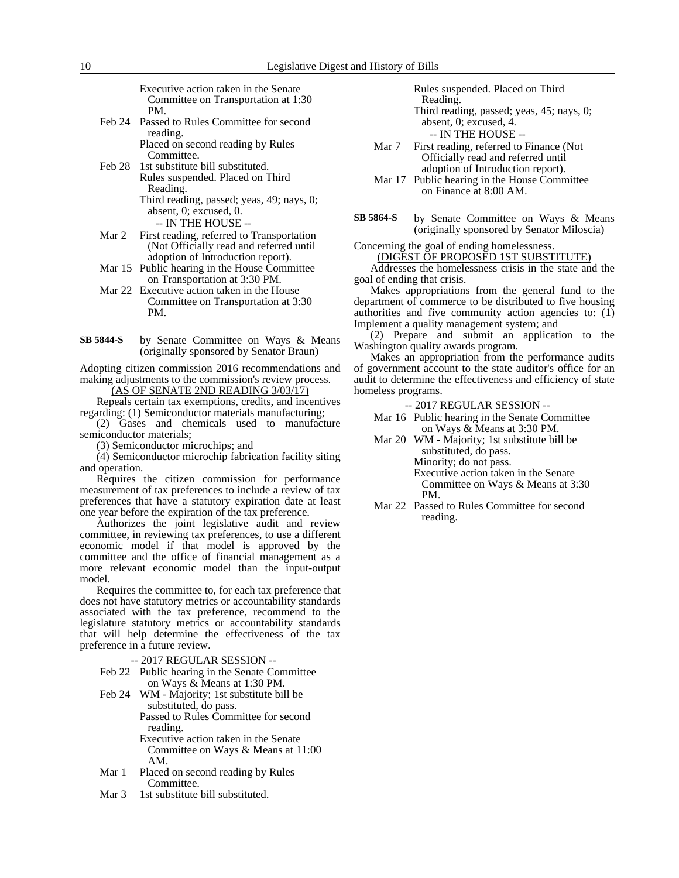Executive action taken in the Senate Committee on Transportation at 1:30 PM.

Feb 24 Passed to Rules Committee for second reading.

Placed on second reading by Rules Committee.

Feb 28 1st substitute bill substituted.

Rules suspended. Placed on Third Reading.

Third reading, passed; yeas, 49; nays, 0; absent, 0; excused, 0.

-- IN THE HOUSE --

Mar 2 First reading, referred to Transportation (Not Officially read and referred until adoption of Introduction report).

Mar 15 Public hearing in the House Committee on Transportation at 3:30 PM.

Mar 22 Executive action taken in the House Committee on Transportation at 3:30 PM.

**SB 5844-S** by Senate Committee on Ways & Means (originally sponsored by Senator Braun)

Adopting citizen commission 2016 recommendations and making adjustments to the commission's review process.

(AS OF SENATE 2ND READING 3/03/17)

Repeals certain tax exemptions, credits, and incentives regarding: (1) Semiconductor materials manufacturing;

(2) Gases and chemicals used to manufacture semiconductor materials;

(3) Semiconductor microchips; and

(4) Semiconductor microchip fabrication facility siting and operation.

Requires the citizen commission for performance measurement of tax preferences to include a review of tax preferences that have a statutory expiration date at least one year before the expiration of the tax preference.

Authorizes the joint legislative audit and review committee, in reviewing tax preferences, to use a different economic model if that model is approved by the committee and the office of financial management as a more relevant economic model than the input-output model.

Requires the committee to, for each tax preference that does not have statutory metrics or accountability standards associated with the tax preference, recommend to the legislature statutory metrics or accountability standards that will help determine the effectiveness of the tax preference in a future review.

-- 2017 REGULAR SESSION --

Feb 22 Public hearing in the Senate Committee on Ways & Means at 1:30 PM.

Feb 24 WM - Majority; 1st substitute bill be substituted, do pass.

Passed to Rules Committee for second reading.

Executive action taken in the Senate Committee on Ways & Means at 11:00 AM.

Mar 1 Placed on second reading by Rules Committee.

Mar 3 1st substitute bill substituted.

Rules suspended. Placed on Third Reading.

Third reading, passed; yeas, 45; nays, 0; absent, 0; excused, 4.

-- IN THE HOUSE --

Mar 7 First reading, referred to Finance (Not Officially read and referred until adoption of Introduction report).

Mar 17 Public hearing in the House Committee on Finance at 8:00 AM.

**SB 5864-S** by Senate Committee on Ways & Means (originally sponsored by Senator Miloscia)

Concerning the goal of ending homelessness.

(DIGEST OF PROPOSED 1ST SUBSTITUTE)

Addresses the homelessness crisis in the state and the goal of ending that crisis.

Makes appropriations from the general fund to the department of commerce to be distributed to five housing authorities and five community action agencies to: (1) Implement a quality management system; and

(2) Prepare and submit an application to the Washington quality awards program.

Makes an appropriation from the performance audits of government account to the state auditor's office for an audit to determine the effectiveness and efficiency of state homeless programs.

-- 2017 REGULAR SESSION --

Mar 16 Public hearing in the Senate Committee on Ways & Means at 3:30 PM.

Mar 20 WM - Majority; 1st substitute bill be substituted, do pass.

Minority; do not pass.

Executive action taken in the Senate Committee on Ways & Means at 3:30 PM.

Mar 22 Passed to Rules Committee for second reading.